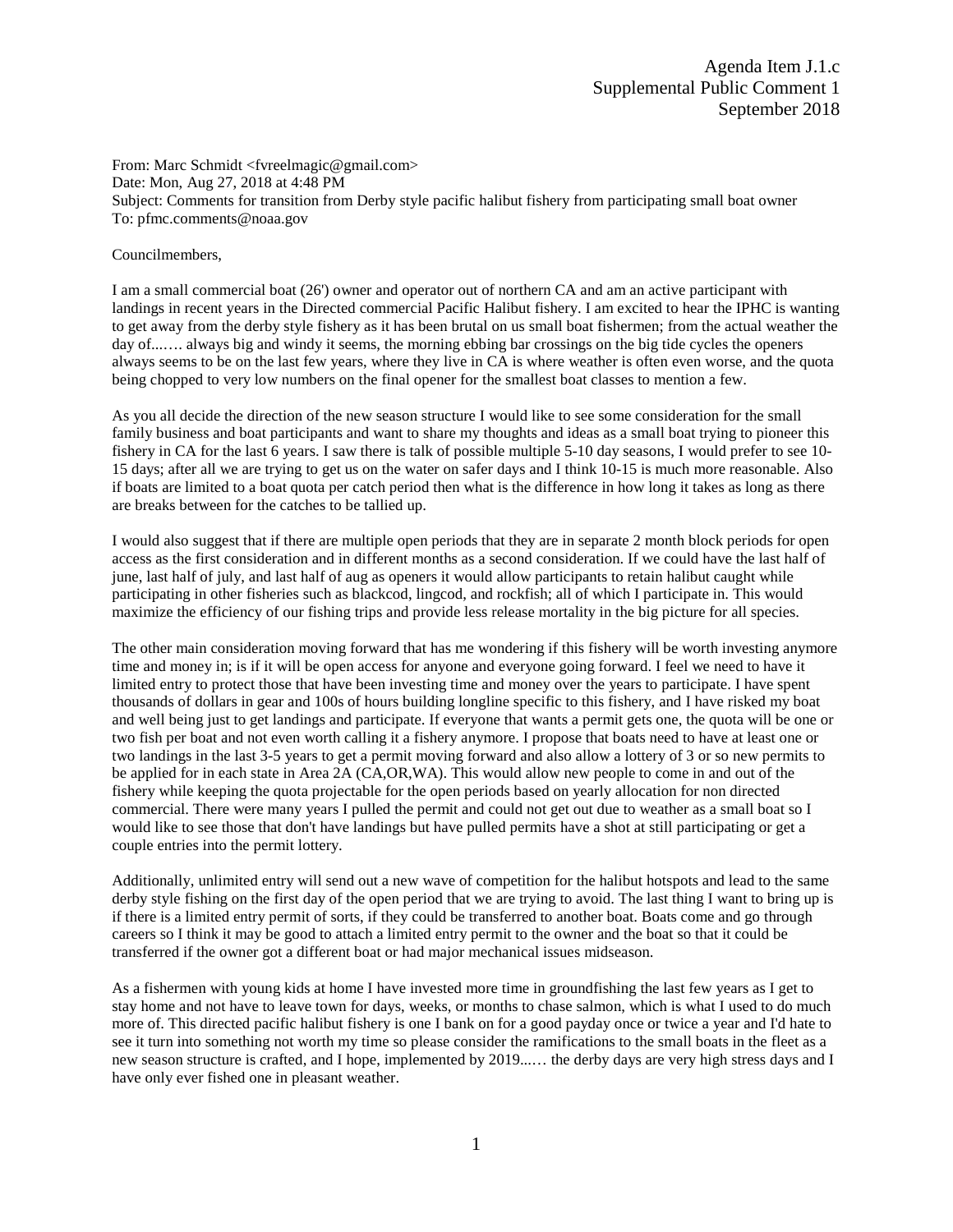Agenda Item J.1.c
Supplemental Public Comment 1
September 2018

From: Marc Schmidt <fvreelmagic@gmail.com>
Date: Mon, Aug 27, 2018 at 4:48 PM
Subject: Comments for transition from Derby style pacific halibut fishery from participating small boat owner
To: pfmc.comments@noaa.gov

Councilmembers,

I am a small commercial boat (26') owner and operator out of northern CA and am an active participant with landings in recent years in the Directed commercial Pacific Halibut fishery. I am excited to hear the IPHC is wanting to get away from the derby style fishery as it has been brutal on us small boat fishermen; from the actual weather the day of...…. always big and windy it seems, the morning ebbing bar crossings on the big tide cycles the openers always seems to be on the last few years, where they live in CA is where weather is often even worse, and the quota being chopped to very low numbers on the final opener for the smallest boat classes to mention a few.

As you all decide the direction of the new season structure I would like to see some consideration for the small family business and boat participants and want to share my thoughts and ideas as a small boat trying to pioneer this fishery in CA for the last 6 years. I saw there is talk of possible multiple 5-10 day seasons, I would prefer to see 10-15 days; after all we are trying to get us on the water on safer days and I think 10-15 is much more reasonable. Also if boats are limited to a boat quota per catch period then what is the difference in how long it takes as long as there are breaks between for the catches to be tallied up.

I would also suggest that if there are multiple open periods that they are in separate 2 month block periods for open access as the first consideration and in different months as a second consideration. If we could have the last half of june, last half of july, and last half of aug as openers it would allow participants to retain halibut caught while participating in other fisheries such as blackcod, lingcod, and rockfish; all of which I participate in. This would maximize the efficiency of our fishing trips and provide less release mortality in the big picture for all species.

The other main consideration moving forward that has me wondering if this fishery will be worth investing anymore time and money in; is if it will be open access for anyone and everyone going forward. I feel we need to have it limited entry to protect those that have been investing time and money over the years to participate. I have spent thousands of dollars in gear and 100s of hours building longline specific to this fishery, and I have risked my boat and well being just to get landings and participate. If everyone that wants a permit gets one, the quota will be one or two fish per boat and not even worth calling it a fishery anymore. I propose that boats need to have at least one or two landings in the last 3-5 years to get a permit moving forward and also allow a lottery of 3 or so new permits to be applied for in each state in Area 2A (CA,OR,WA). This would allow new people to come in and out of the fishery while keeping the quota projectable for the open periods based on yearly allocation for non directed commercial. There were many years I pulled the permit and could not get out due to weather as a small boat so I would like to see those that don't have landings but have pulled permits have a shot at still participating or get a couple entries into the permit lottery.

Additionally, unlimited entry will send out a new wave of competition for the halibut hotspots and lead to the same derby style fishing on the first day of the open period that we are trying to avoid. The last thing I want to bring up is if there is a limited entry permit of sorts, if they could be transferred to another boat. Boats come and go through careers so I think it may be good to attach a limited entry permit to the owner and the boat so that it could be transferred if the owner got a different boat or had major mechanical issues midseason.

As a fishermen with young kids at home I have invested more time in groundfishing the last few years as I get to stay home and not have to leave town for days, weeks, or months to chase salmon, which is what I used to do much more of. This directed pacific halibut fishery is one I bank on for a good payday once or twice a year and I'd hate to see it turn into something not worth my time so please consider the ramifications to the small boats in the fleet as a new season structure is crafted, and I hope, implemented by 2019...… the derby days are very high stress days and I have only ever fished one in pleasant weather.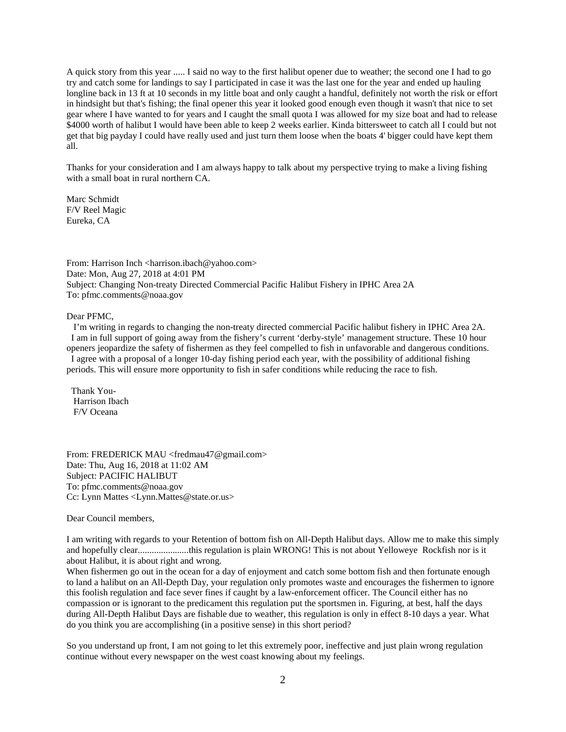A quick story from this year ..... I said no way to the first halibut opener due to weather; the second one I had to go try and catch some for landings to say I participated in case it was the last one for the year and ended up hauling longline back in 13 ft at 10 seconds in my little boat and only caught a handful, definitely not worth the risk or effort in hindsight but that's fishing; the final opener this year it looked good enough even though it wasn't that nice to set gear where I have wanted to for years and I caught the small quota I was allowed for my size boat and had to release $4000 worth of halibut I would have been able to keep 2 weeks earlier. Kinda bittersweet to catch all I could but not get that big payday I could have really used and just turn them loose when the boats 4' bigger could have kept them all.

Thanks for your consideration and I am always happy to talk about my perspective trying to make a living fishing with a small boat in rural northern CA.

Marc Schmidt
F/V Reel Magic
Eureka, CA

From: Harrison Inch <harrison.ibach@yahoo.com>
Date: Mon, Aug 27, 2018 at 4:01 PM
Subject: Changing Non-treaty Directed Commercial Pacific Halibut Fishery in IPHC Area 2A
To: pfmc.comments@noaa.gov

Dear PFMC,

I'm writing in regards to changing the non-treaty directed commercial Pacific halibut fishery in IPHC Area 2A.
I am in full support of going away from the fishery's current 'derby-style' management structure. These 10 hour openers jeopardize the safety of fishermen as they feel compelled to fish in unfavorable and dangerous conditions.
I agree with a proposal of a longer 10-day fishing period each year, with the possibility of additional fishing periods. This will ensure more opportunity to fish in safer conditions while reducing the race to fish.

Thank You-
Harrison Ibach
F/V Oceana

From: FREDERICK MAU <fredmau47@gmail.com>
Date: Thu, Aug 16, 2018 at 11:02 AM
Subject: PACIFIC HALIBUT
To: pfmc.comments@noaa.gov
Cc: Lynn Mattes <Lynn.Mattes@state.or.us>

Dear Council members,

I am writing with regards to your Retention of bottom fish on All-Depth Halibut days. Allow me to make this simply and hopefully clear......................this regulation is plain WRONG! This is not about Yelloweye Rockfish nor is it about Halibut, it is about right and wrong.
When fishermen go out in the ocean for a day of enjoyment and catch some bottom fish and then fortunate enough to land a halibut on an All-Depth Day, your regulation only promotes waste and encourages the fishermen to ignore this foolish regulation and face sever fines if caught by a law-enforcement officer. The Council either has no compassion or is ignorant to the predicament this regulation put the sportsmen in. Figuring, at best, half the days during All-Depth Halibut Days are fishable due to weather, this regulation is only in effect 8-10 days a year. What do you think you are accomplishing (in a positive sense) in this short period?

So you understand up front, I am not going to let this extremely poor, ineffective and just plain wrong regulation continue without every newspaper on the west coast knowing about my feelings.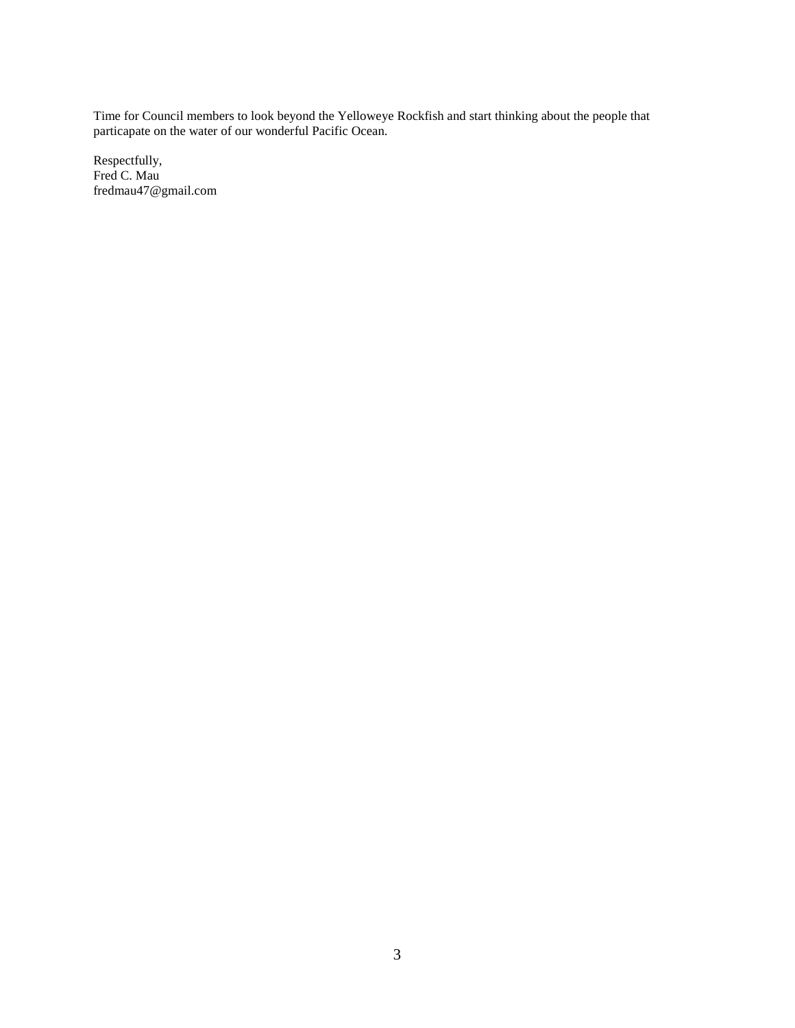Time for Council members to look beyond the Yelloweye Rockfish and start thinking about the people that particapate on the water of our wonderful Pacific Ocean.

Respectfully,
Fred C. Mau
fredmau47@gmail.com